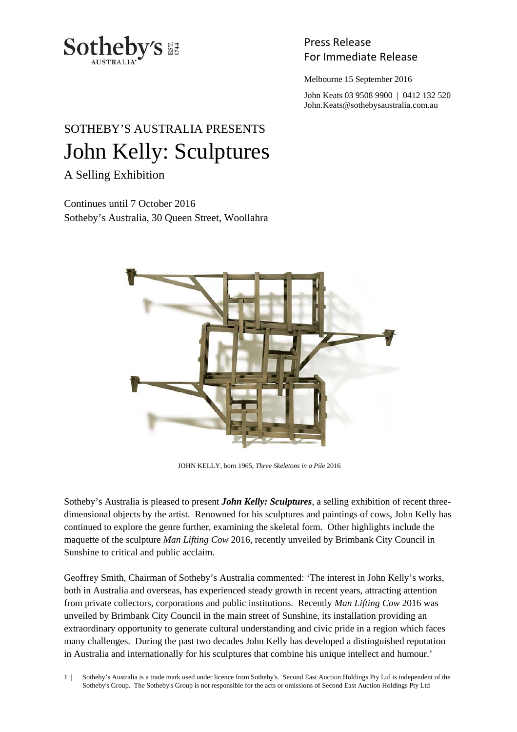Sotheby's AUSTRALIA EST. 1744

Press Release
For Immediate Release

Melbourne 15 September 2016

John Keats 03 9508 9900 | 0412 132 520
John.Keats@sothebysaustralia.com.au

SOTHEBY'S AUSTRALIA PRESENTS

# John Kelly: Sculptures

## A Selling Exhibition

Continues until 7 October 2016
Sotheby's Australia, 30 Queen Street, Woollahra

JOHN KELLY, born 1965, *Three Skeletons in a Pile* 2016

Sotheby's Australia is pleased to present ***John Kelly: Sculptures***, a selling exhibition of recent three-dimensional objects by the artist. Renowned for his sculptures and paintings of cows, John Kelly has continued to explore the genre further, examining the skeletal form. Other highlights include the maquette of the sculpture *Man Lifting Cow* 2016, recently unveiled by Brimbank City Council in Sunshine to critical and public acclaim.

Geoffrey Smith, Chairman of Sotheby's Australia commented: 'The interest in John Kelly's works, both in Australia and overseas, has experienced steady growth in recent years, attracting attention from private collectors, corporations and public institutions. Recently *Man Lifting Cow* 2016 was unveiled by Brimbank City Council in the main street of Sunshine, its installation providing an extraordinary opportunity to generate cultural understanding and civic pride in a region which faces many challenges. During the past two decades John Kelly has developed a distinguished reputation in Australia and internationally for his sculptures that combine his unique intellect and humour.'

Sotheby's Australia is a trade mark used under licence from Sotheby's. Second East Auction Holdings Pty Ltd is independent of the Sotheby's Group. The Sotheby's Group is not responsible for the acts or omissions of Second East Auction Holdings Pty Ltd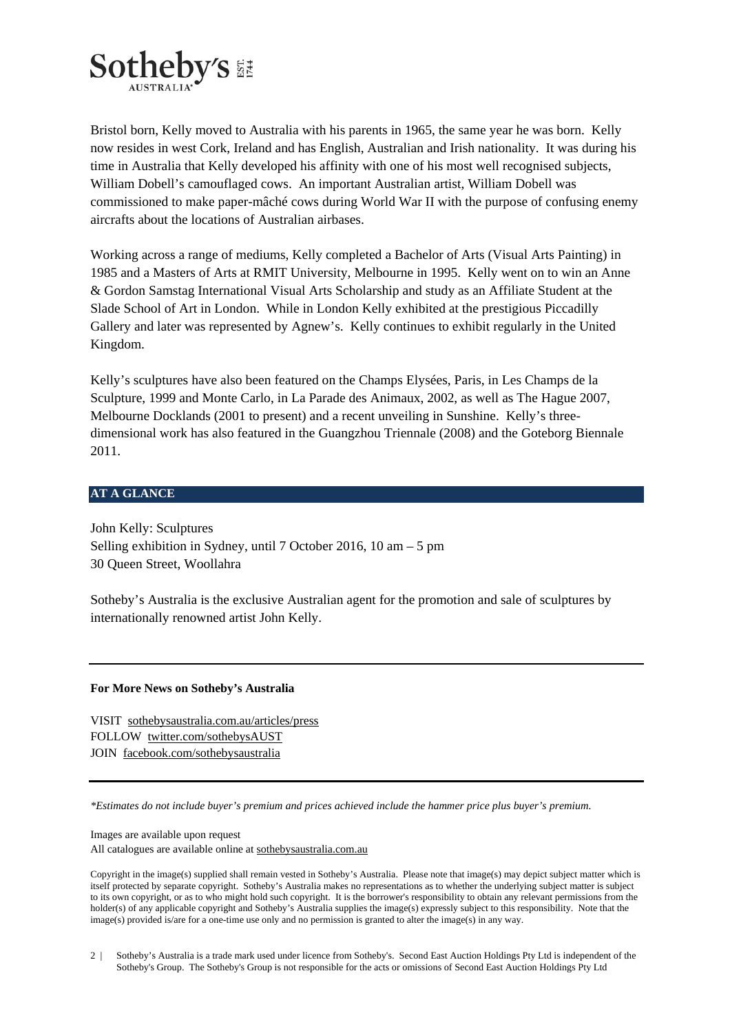Bristol born, Kelly moved to Australia with his parents in 1965, the same year he was born. Kelly now resides in west Cork, Ireland and has English, Australian and Irish nationality. It was during his time in Australia that Kelly developed his affinity with one of his most well recognised subjects, William Dobell's camouflaged cows. An important Australian artist, William Dobell was commissioned to make paper-mâché cows during World War II with the purpose of confusing enemy aircrafts about the locations of Australian airbases.

Working across a range of mediums, Kelly completed a Bachelor of Arts (Visual Arts Painting) in 1985 and a Masters of Arts at RMIT University, Melbourne in 1995. Kelly went on to win an Anne & Gordon Samstag International Visual Arts Scholarship and study as an Affiliate Student at the Slade School of Art in London. While in London Kelly exhibited at the prestigious Piccadilly Gallery and later was represented by Agnew's. Kelly continues to exhibit regularly in the United Kingdom.

Kelly's sculptures have also been featured on the Champs Elysées, Paris, in Les Champs de la Sculpture, 1999 and Monte Carlo, in La Parade des Animaux, 2002, as well as The Hague 2007, Melbourne Docklands (2001 to present) and a recent unveiling in Sunshine. Kelly's three-dimensional work has also featured in the Guangzhou Triennale (2008) and the Goteborg Biennale 2011.

## AT A GLANCE

John Kelly: Sculptures
Selling exhibition in Sydney, until 7 October 2016, 10 am – 5 pm
30 Queen Street, Woollahra

Sotheby's Australia is the exclusive Australian agent for the promotion and sale of sculptures by internationally renowned artist John Kelly.

---

**For More News on Sotheby's Australia**

VISIT sothebysaustralia.com.au/articles/press
FOLLOW twitter.com/sothebysAUST
JOIN facebook.com/sothebysaustralia

---

*\*Estimates do not include buyer's premium and prices achieved include the hammer price plus buyer's premium.*

Images are available upon request
All catalogues are available online at sothebysaustralia.com.au

Copyright in the image(s) supplied shall remain vested in Sotheby's Australia. Please note that image(s) may depict subject matter which is itself protected by separate copyright. Sotheby's Australia makes no representations as to whether the underlying subject matter is subject to its own copyright, or as to who might hold such copyright. It is the borrower's responsibility to obtain any relevant permissions from the holder(s) of any applicable copyright and Sotheby's Australia supplies the image(s) expressly subject to this responsibility. Note that the image(s) provided is/are for a one-time use only and no permission is granted to alter the image(s) in any way.

Sotheby's Australia is a trade mark used under licence from Sotheby's. Second East Auction Holdings Pty Ltd is independent of the Sotheby's Group. The Sotheby's Group is not responsible for the acts or omissions of Second East Auction Holdings Pty Ltd